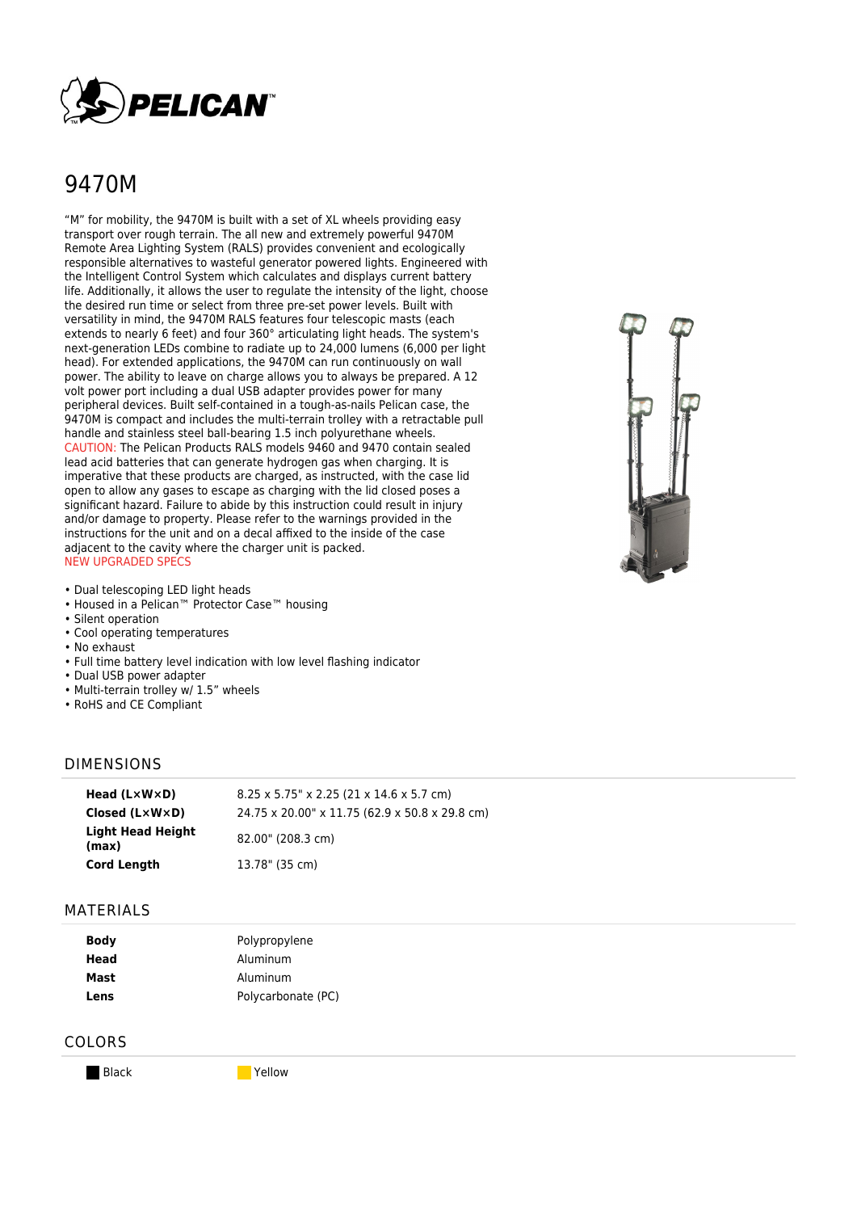# 9470M

"M" for mobility, the 9470M is built with a set of XL wheels providing easy transport over rough terrain. The all new and extremely powerful 9470M Remote Area Lighting System (RALS) provides convenient and ecologically responsible alternatives to wasteful generator powered lights. Engineered with the Intelligent Control System which calculates and displays current battery life. Additionally, it allows the user to regulate the intensity of the light, choose the desired run time or select from three pre-set power levels. Built with versatility in mind, the 9470M RALS features four telescopic masts (each extends to nearly 6 feet) and four 360° articulating light heads. The system's next-generation LEDs combine to radiate up to 24,000 lumens (6,000 per light head). For extended applications, the 9470M can run continuously on wall power. The ability to leave on charge allows you to always be prepared. A 12 volt power port including a dual USB adapter provides power for many peripheral devices. Built self-contained in a tough-as-nails Pelican case, the 9470M is compact and includes the multi-terrain trolley with a retractable pull handle and stainless steel ball-bearing 1.5 inch polyurethane wheels.
CAUTION: The Pelican Products RALS models 9460 and 9470 contain sealed lead acid batteries that can generate hydrogen gas when charging. It is imperative that these products are charged, as instructed, with the case lid open to allow any gases to escape as charging with the lid closed poses a significant hazard. Failure to abide by this instruction could result in injury and/or damage to property. Please refer to the warnings provided in the instructions for the unit and on a decal affixed to the inside of the case adjacent to the cavity where the charger unit is packed.
NEW UPGRADED SPECS

- Dual telescoping LED light heads
- Housed in a Pelican™ Protector Case™ housing
- Silent operation
- Cool operating temperatures
- No exhaust
- Full time battery level indication with low level flashing indicator
- Dual USB power adapter
- Multi-terrain trolley w/ 1.5" wheels
- RoHS and CE Compliant

## DIMENSIONS

| | |
|---|---|
| **Head (L×W×D)** | 8.25 x 5.75" x 2.25 (21 x 14.6 x 5.7 cm) |
| **Closed (L×W×D)** | 24.75 x 20.00" x 11.75 (62.9 x 50.8 x 29.8 cm) |
| **Light Head Height (max)** | 82.00" (208.3 cm) |
| **Cord Length** | 13.78" (35 cm) |

## MATERIALS

| | |
|---|---|
| **Body** | Polypropylene |
| **Head** | Aluminum |
| **Mast** | Aluminum |
| **Lens** | Polycarbonate (PC) |

## COLORS

Black
Yellow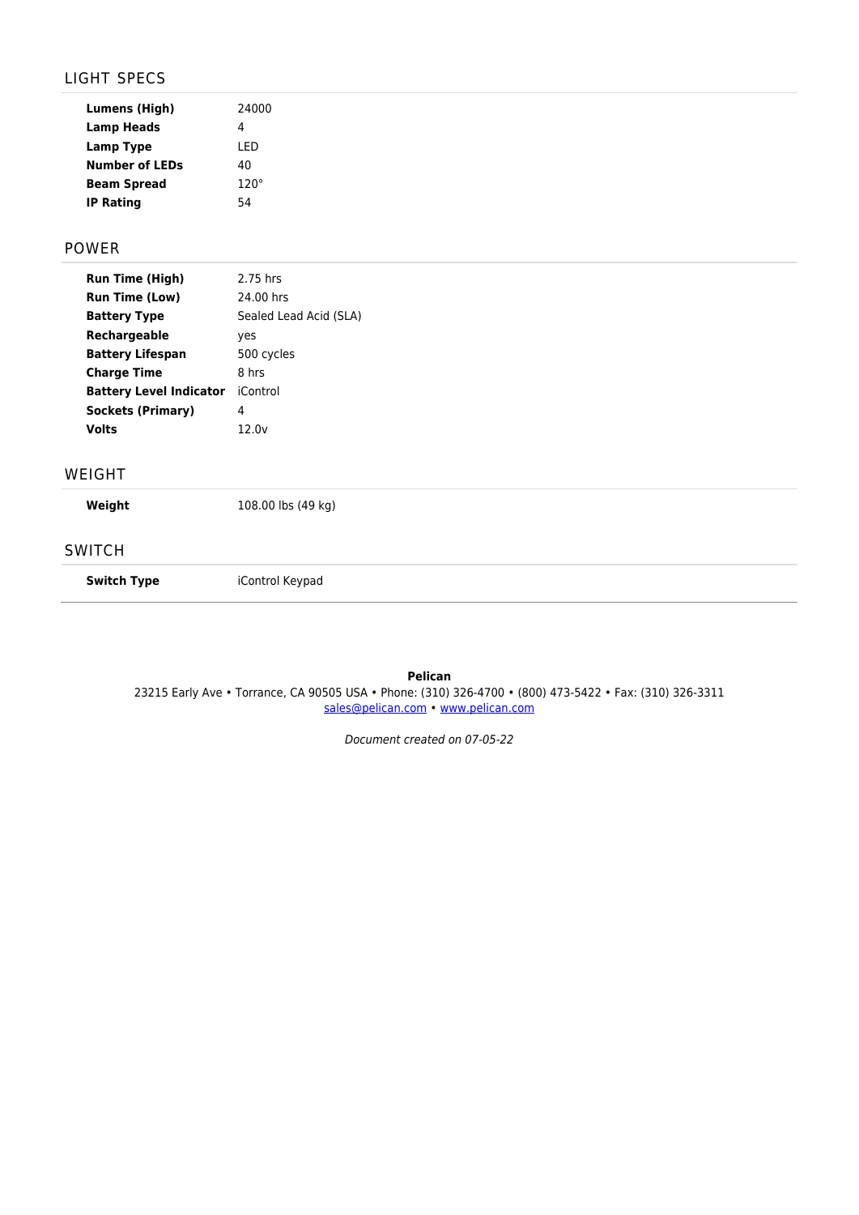## LIGHT SPECS

| | |
|---|---|
| **Lumens (High)** | 24000 |
| **Lamp Heads** | 4 |
| **Lamp Type** | LED |
| **Number of LEDs** | 40 |
| **Beam Spread** | 120° |
| **IP Rating** | 54 |

## POWER

| | |
|---|---|
| **Run Time (High)** | 2.75 hrs |
| **Run Time (Low)** | 24.00 hrs |
| **Battery Type** | Sealed Lead Acid (SLA) |
| **Rechargeable** | yes |
| **Battery Lifespan** | 500 cycles |
| **Charge Time** | 8 hrs |
| **Battery Level Indicator** | iControl |
| **Sockets (Primary)** | 4 |
| **Volts** | 12.0v |

## WEIGHT

| | |
|---|---|
| **Weight** | 108.00 lbs (49 kg) |

## SWITCH

| | |
|---|---|
| **Switch Type** | iControl Keypad |

**Pelican**
23215 Early Ave • Torrance, CA 90505 USA • Phone: (310) 326-4700 • (800) 473-5422 • Fax: (310) 326-3311
sales@pelican.com • www.pelican.com

*Document created on 07-05-22*